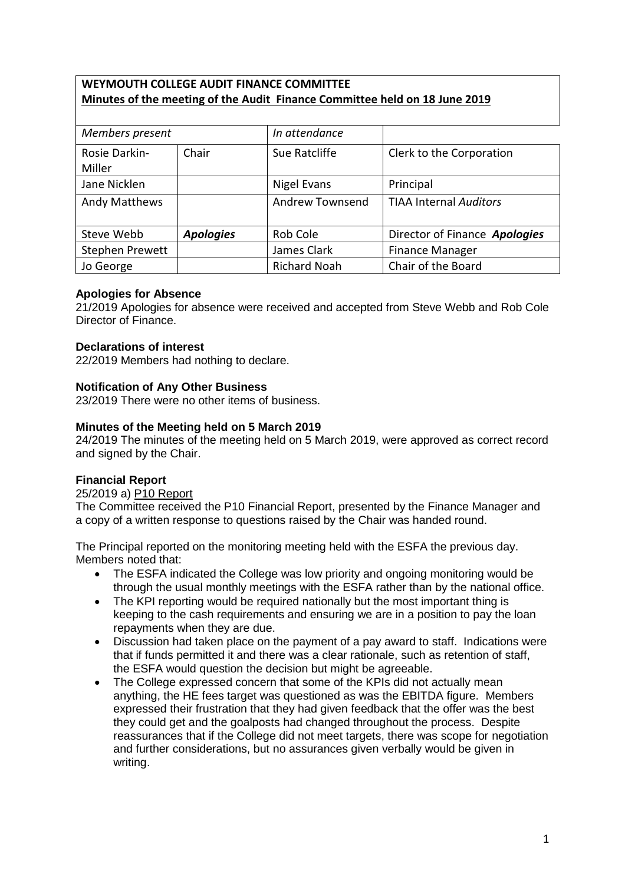**WEYMOUTH COLLEGE AUDIT FINANCE COMMITTEE**
**Minutes of the meeting of the Audit Finance Committee held on 18 June 2019**

| *Members present* | | *In attendance* | |
|---|---|---|---|
| Rosie Darkin-Miller | Chair | Sue Ratcliffe | Clerk to the Corporation |
| Jane Nicklen | | Nigel Evans | Principal |
| Andy Matthews | | Andrew Townsend | TIAA Internal *Auditors* |
| Steve Webb | ***Apologies*** | Rob Cole | Director of Finance ***Apologies*** |
| Stephen Prewett | | James Clark | Finance Manager |
| Jo George | | Richard Noah | Chair of the Board |

**Apologies for Absence**

21/2019 Apologies for absence were received and accepted from Steve Webb and Rob Cole Director of Finance.

**Declarations of interest**

22/2019 Members had nothing to declare.

**Notification of Any Other Business**

23/2019 There were no other items of business.

**Minutes of the Meeting held on 5 March 2019**

24/2019 The minutes of the meeting held on 5 March 2019, were approved as correct record and signed by the Chair.

**Financial Report**

25/2019 a) P10 Report

The Committee received the P10 Financial Report, presented by the Finance Manager and a copy of a written response to questions raised by the Chair was handed round.

The Principal reported on the monitoring meeting held with the ESFA the previous day. Members noted that:

- The ESFA indicated the College was low priority and ongoing monitoring would be through the usual monthly meetings with the ESFA rather than by the national office.
- The KPI reporting would be required nationally but the most important thing is keeping to the cash requirements and ensuring we are in a position to pay the loan repayments when they are due.
- Discussion had taken place on the payment of a pay award to staff. Indications were that if funds permitted it and there was a clear rationale, such as retention of staff, the ESFA would question the decision but might be agreeable.
- The College expressed concern that some of the KPIs did not actually mean anything, the HE fees target was questioned as was the EBITDA figure. Members expressed their frustration that they had given feedback that the offer was the best they could get and the goalposts had changed throughout the process. Despite reassurances that if the College did not meet targets, there was scope for negotiation and further considerations, but no assurances given verbally would be given in writing.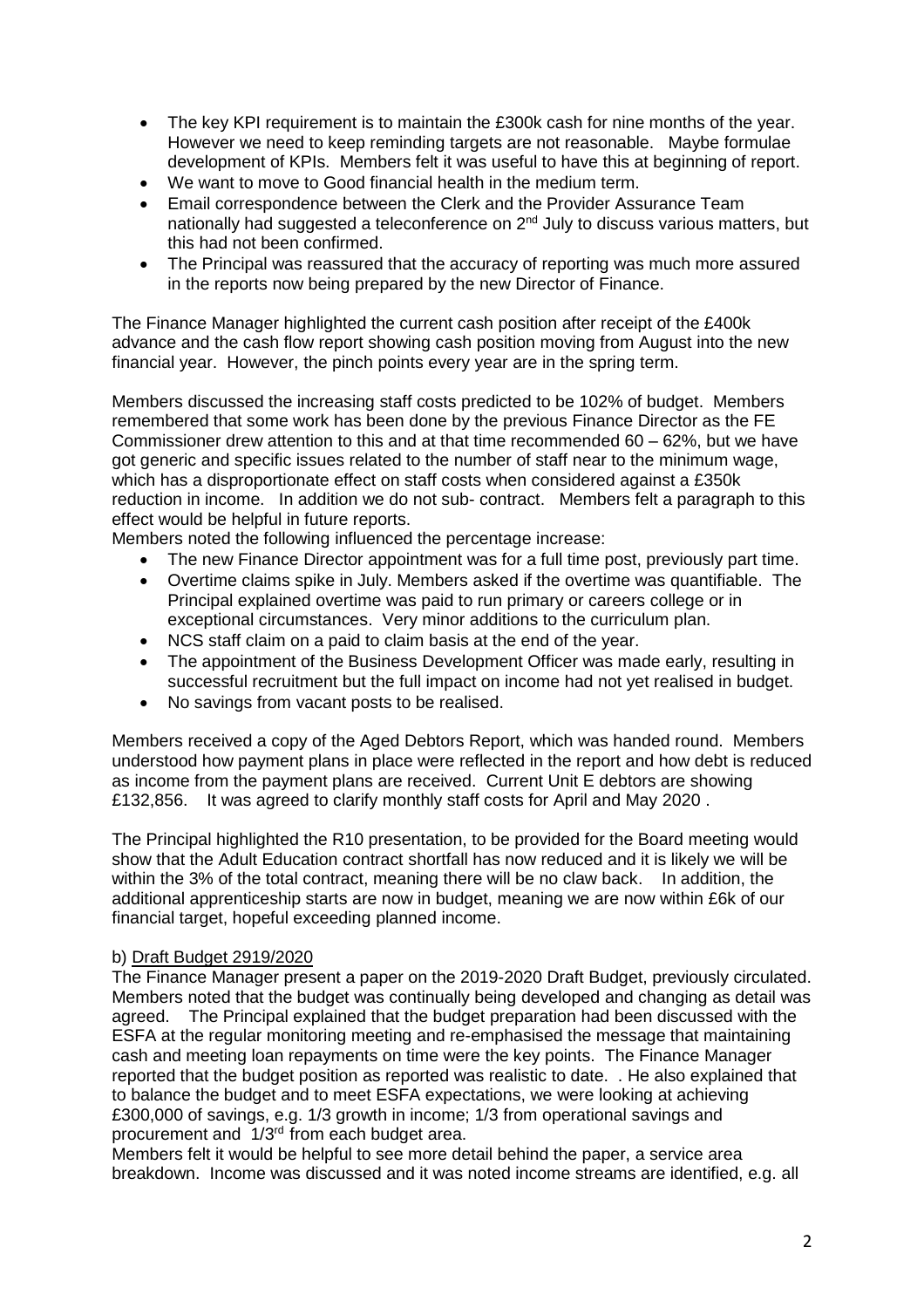- The key KPI requirement is to maintain the £300k cash for nine months of the year. However we need to keep reminding targets are not reasonable. Maybe formulae development of KPIs. Members felt it was useful to have this at beginning of report.
- We want to move to Good financial health in the medium term.
- Email correspondence between the Clerk and the Provider Assurance Team nationally had suggested a teleconference on 2nd July to discuss various matters, but this had not been confirmed.
- The Principal was reassured that the accuracy of reporting was much more assured in the reports now being prepared by the new Director of Finance.

The Finance Manager highlighted the current cash position after receipt of the £400k advance and the cash flow report showing cash position moving from August into the new financial year. However, the pinch points every year are in the spring term.

Members discussed the increasing staff costs predicted to be 102% of budget. Members remembered that some work has been done by the previous Finance Director as the FE Commissioner drew attention to this and at that time recommended 60 – 62%, but we have got generic and specific issues related to the number of staff near to the minimum wage, which has a disproportionate effect on staff costs when considered against a £350k reduction in income. In addition we do not sub- contract. Members felt a paragraph to this effect would be helpful in future reports.

Members noted the following influenced the percentage increase:

- The new Finance Director appointment was for a full time post, previously part time.
- Overtime claims spike in July. Members asked if the overtime was quantifiable. The Principal explained overtime was paid to run primary or careers college or in exceptional circumstances. Very minor additions to the curriculum plan.
- NCS staff claim on a paid to claim basis at the end of the year.
- The appointment of the Business Development Officer was made early, resulting in successful recruitment but the full impact on income had not yet realised in budget.
- No savings from vacant posts to be realised.

Members received a copy of the Aged Debtors Report, which was handed round. Members understood how payment plans in place were reflected in the report and how debt is reduced as income from the payment plans are received. Current Unit E debtors are showing £132,856. It was agreed to clarify monthly staff costs for April and May 2020 .

The Principal highlighted the R10 presentation, to be provided for the Board meeting would show that the Adult Education contract shortfall has now reduced and it is likely we will be within the 3% of the total contract, meaning there will be no claw back. In addition, the additional apprenticeship starts are now in budget, meaning we are now within £6k of our financial target, hopeful exceeding planned income.

b) Draft Budget 2919/2020

The Finance Manager present a paper on the 2019-2020 Draft Budget, previously circulated. Members noted that the budget was continually being developed and changing as detail was agreed. The Principal explained that the budget preparation had been discussed with the ESFA at the regular monitoring meeting and re-emphasised the message that maintaining cash and meeting loan repayments on time were the key points. The Finance Manager reported that the budget position as reported was realistic to date. . He also explained that to balance the budget and to meet ESFA expectations, we were looking at achieving £300,000 of savings, e.g. 1/3 growth in income; 1/3 from operational savings and procurement and 1/3rd from each budget area.

Members felt it would be helpful to see more detail behind the paper, a service area breakdown. Income was discussed and it was noted income streams are identified, e.g. all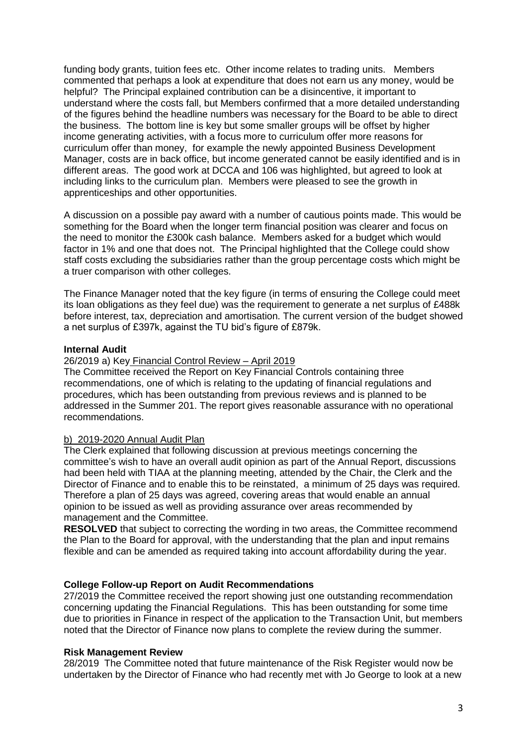funding body grants, tuition fees etc. Other income relates to trading units. Members commented that perhaps a look at expenditure that does not earn us any money, would be helpful? The Principal explained contribution can be a disincentive, it important to understand where the costs fall, but Members confirmed that a more detailed understanding of the figures behind the headline numbers was necessary for the Board to be able to direct the business. The bottom line is key but some smaller groups will be offset by higher income generating activities, with a focus more to curriculum offer more reasons for curriculum offer than money, for example the newly appointed Business Development Manager, costs are in back office, but income generated cannot be easily identified and is in different areas. The good work at DCCA and 106 was highlighted, but agreed to look at including links to the curriculum plan. Members were pleased to see the growth in apprenticeships and other opportunities.

A discussion on a possible pay award with a number of cautious points made. This would be something for the Board when the longer term financial position was clearer and focus on the need to monitor the £300k cash balance. Members asked for a budget which would factor in 1% and one that does not. The Principal highlighted that the College could show staff costs excluding the subsidiaries rather than the group percentage costs which might be a truer comparison with other colleges.

The Finance Manager noted that the key figure (in terms of ensuring the College could meet its loan obligations as they feel due) was the requirement to generate a net surplus of £488k before interest, tax, depreciation and amortisation. The current version of the budget showed a net surplus of £397k, against the TU bid's figure of £879k.

**Internal Audit**

26/2019 a) Key Financial Control Review – April 2019

The Committee received the Report on Key Financial Controls containing three recommendations, one of which is relating to the updating of financial regulations and procedures, which has been outstanding from previous reviews and is planned to be addressed in the Summer 201. The report gives reasonable assurance with no operational recommendations.

b) 2019-2020 Annual Audit Plan

The Clerk explained that following discussion at previous meetings concerning the committee's wish to have an overall audit opinion as part of the Annual Report, discussions had been held with TIAA at the planning meeting, attended by the Chair, the Clerk and the Director of Finance and to enable this to be reinstated, a minimum of 25 days was required. Therefore a plan of 25 days was agreed, covering areas that would enable an annual opinion to be issued as well as providing assurance over areas recommended by management and the Committee.

**RESOLVED** that subject to correcting the wording in two areas, the Committee recommend the Plan to the Board for approval, with the understanding that the plan and input remains flexible and can be amended as required taking into account affordability during the year.

**College Follow-up Report on Audit Recommendations**

27/2019 the Committee received the report showing just one outstanding recommendation concerning updating the Financial Regulations. This has been outstanding for some time due to priorities in Finance in respect of the application to the Transaction Unit, but members noted that the Director of Finance now plans to complete the review during the summer.

**Risk Management Review**

28/2019 The Committee noted that future maintenance of the Risk Register would now be undertaken by the Director of Finance who had recently met with Jo George to look at a new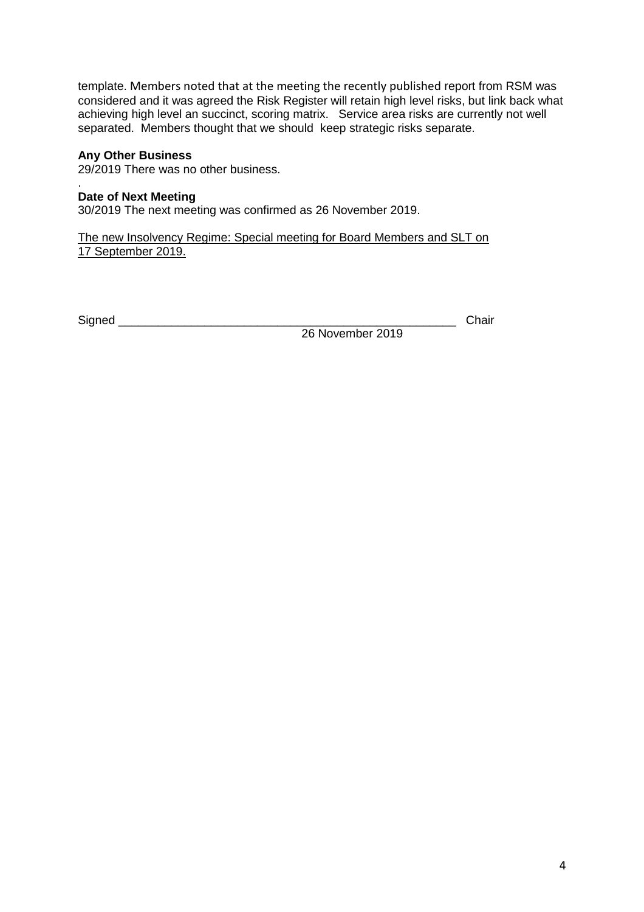template. Members noted that at the meeting the recently published report from RSM was considered and it was agreed the Risk Register will retain high level risks, but link back what achieving high level an succinct, scoring matrix. Service area risks are currently not well separated. Members thought that we should keep strategic risks separate.

**Any Other Business**

29/2019 There was no other business.

.

**Date of Next Meeting**

30/2019 The next meeting was confirmed as 26 November 2019.

<u>The new Insolvency Regime: Special meeting for Board Members and SLT on 17 September 2019.</u>

Signed ____________________________________________________ Chair

26 November 2019